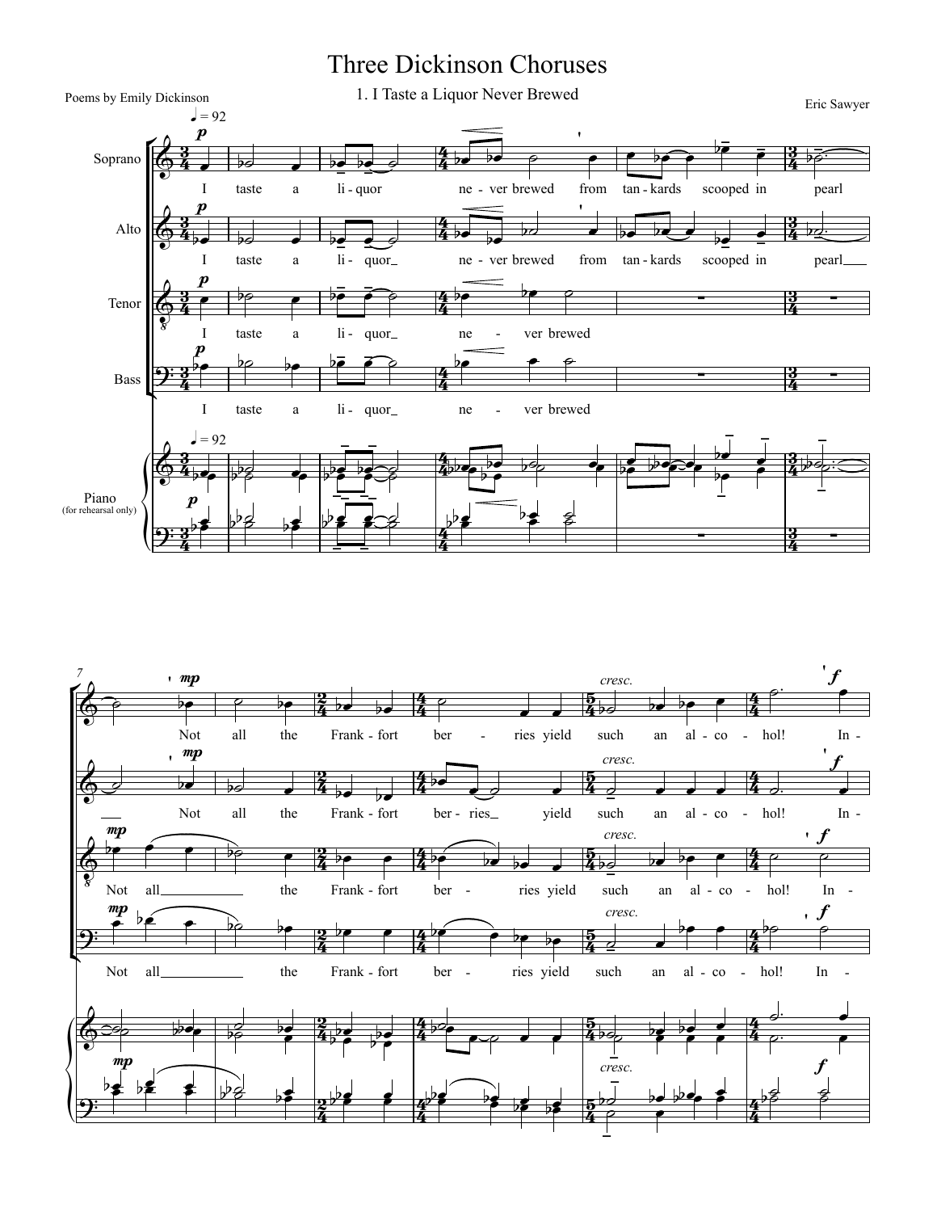# Three Dickinson Choruses

## 1. I Taste a Liquor Never Brewed

Poems by Emily Dickinson

Eric Sawyer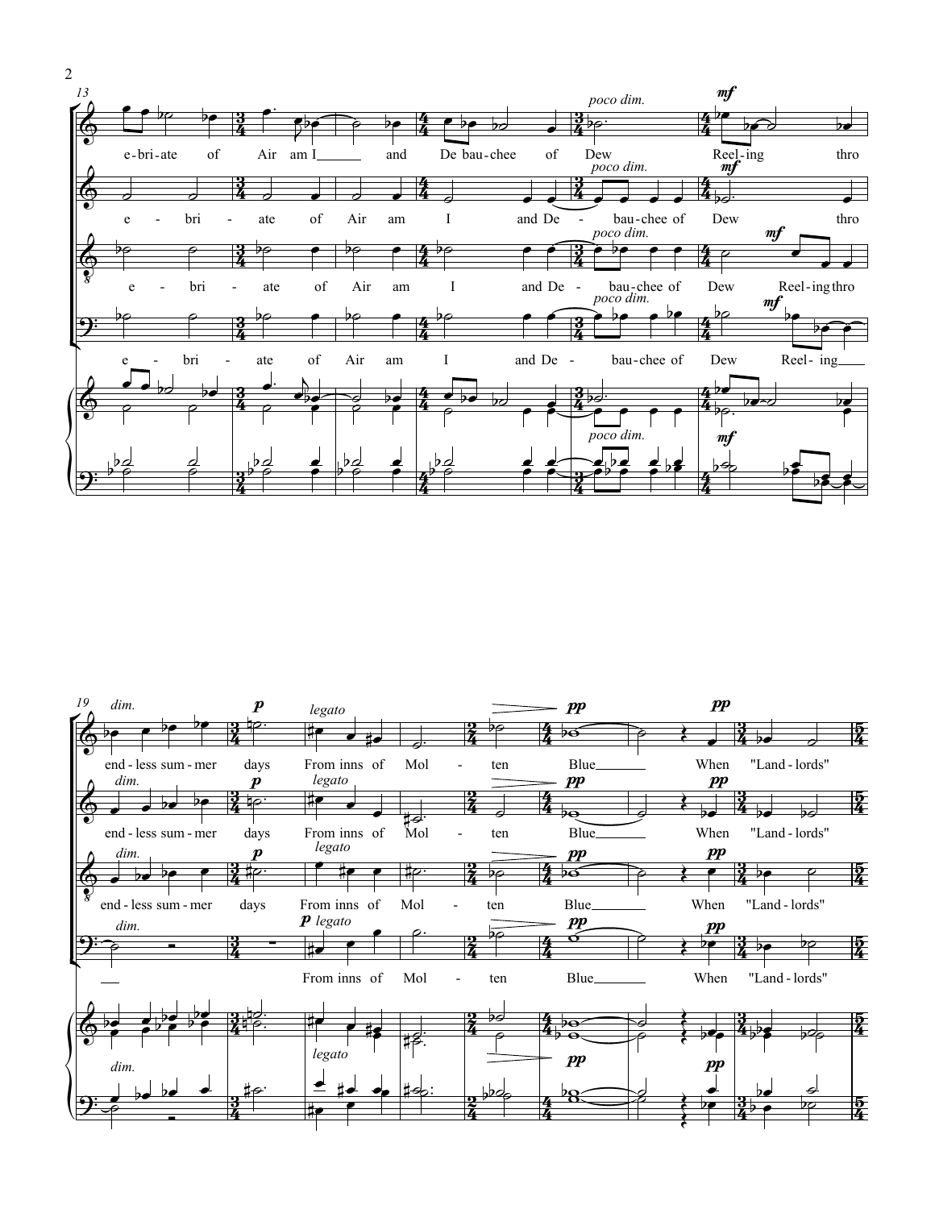13

e-bri-ate of Air am I and De bau-chee of Dew Reel-ing thro

e - bri - ate of Air am I and De - bau-chee of Dew thro

e - bri - ate of Air am I and De - bau-chee of Dew Reel-ing thro

e - bri - ate of Air am I and De - bau-chee of Dew Reel-ing

*poco dim.* *mf*

19

end-less sum-mer days From inns of Mol - ten Blue When "Land-lords"

end-less sum-mer days From inns of Mol - ten Blue When "Land-lords"

end-less sum-mer days From inns of Mol - ten Blue When "Land-lords"

From inns of Mol - ten Blue When "Land-lords"

*dim.* *p* *legato* *pp*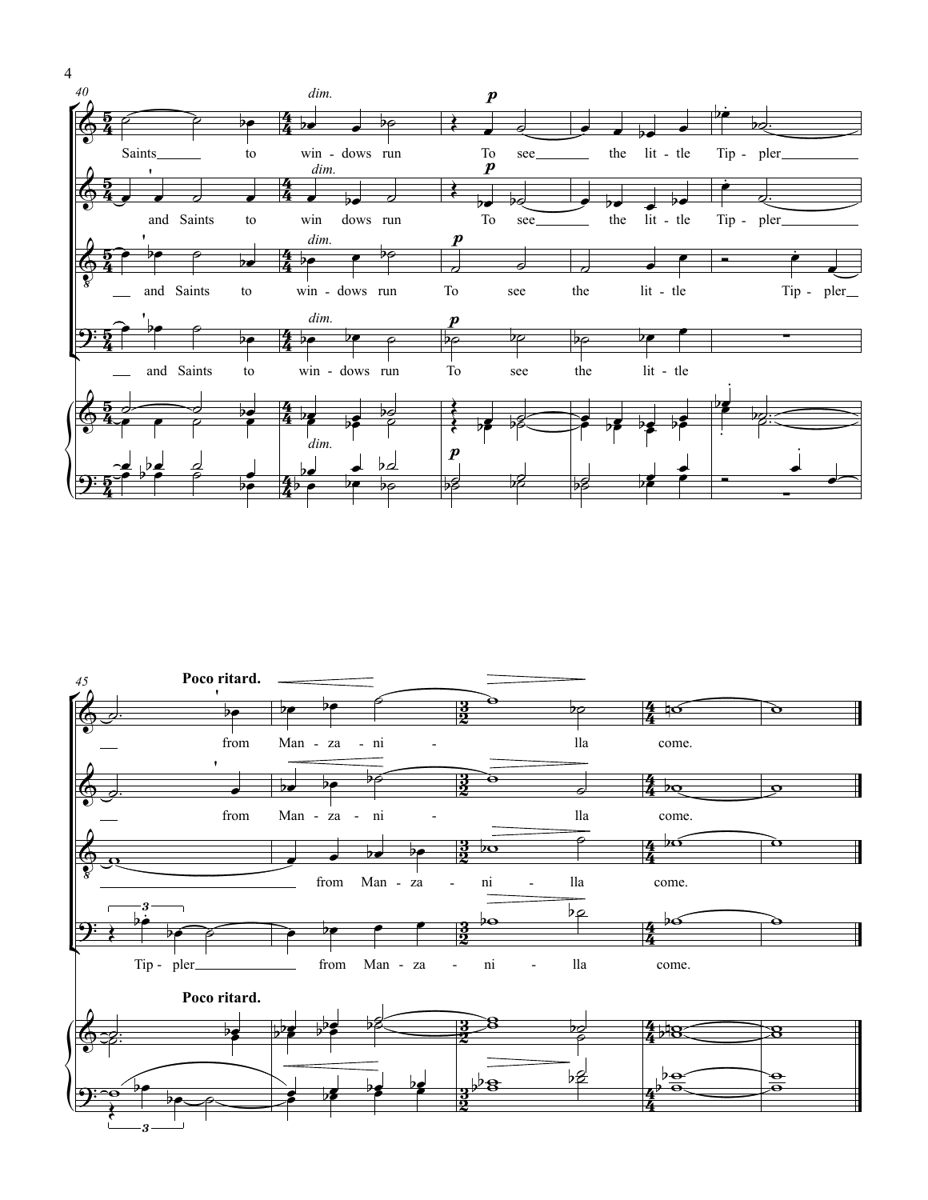Saints to win - dows run To see the lit - tle Tip - pler

and Saints to win dows run To see the lit - tle Tip - pler

and Saints to win - dows run To see the lit - tle Tip - pler

and Saints to win - dows run To see the lit - tle

**Poco ritard.**

from Man - za - ni - lla come.

from Man - za - ni - lla come.

from Man - za - ni - lla come.

Tip - pler from Man - za - ni - lla come.

**Poco ritard.**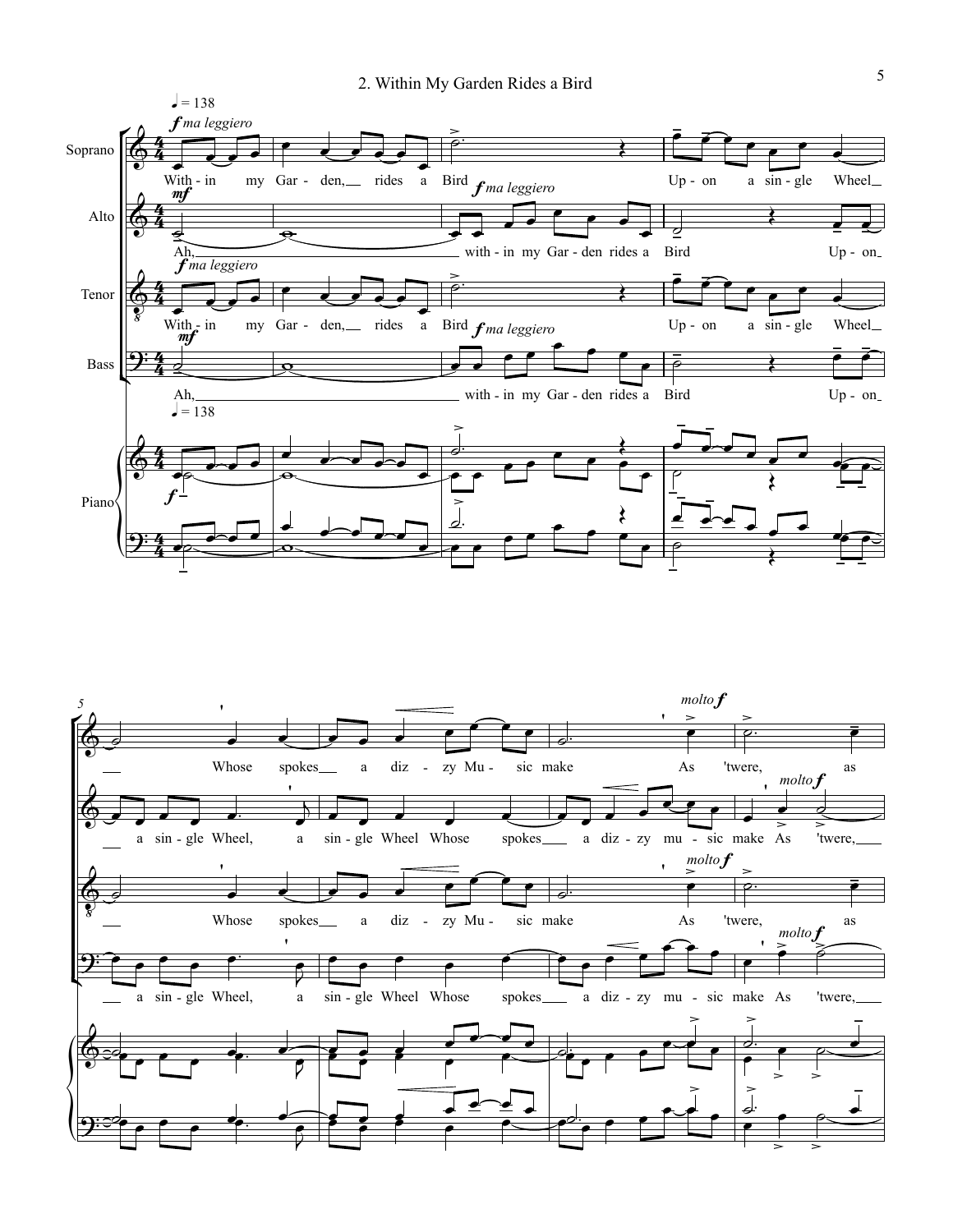## 2. Within My Garden Rides a Bird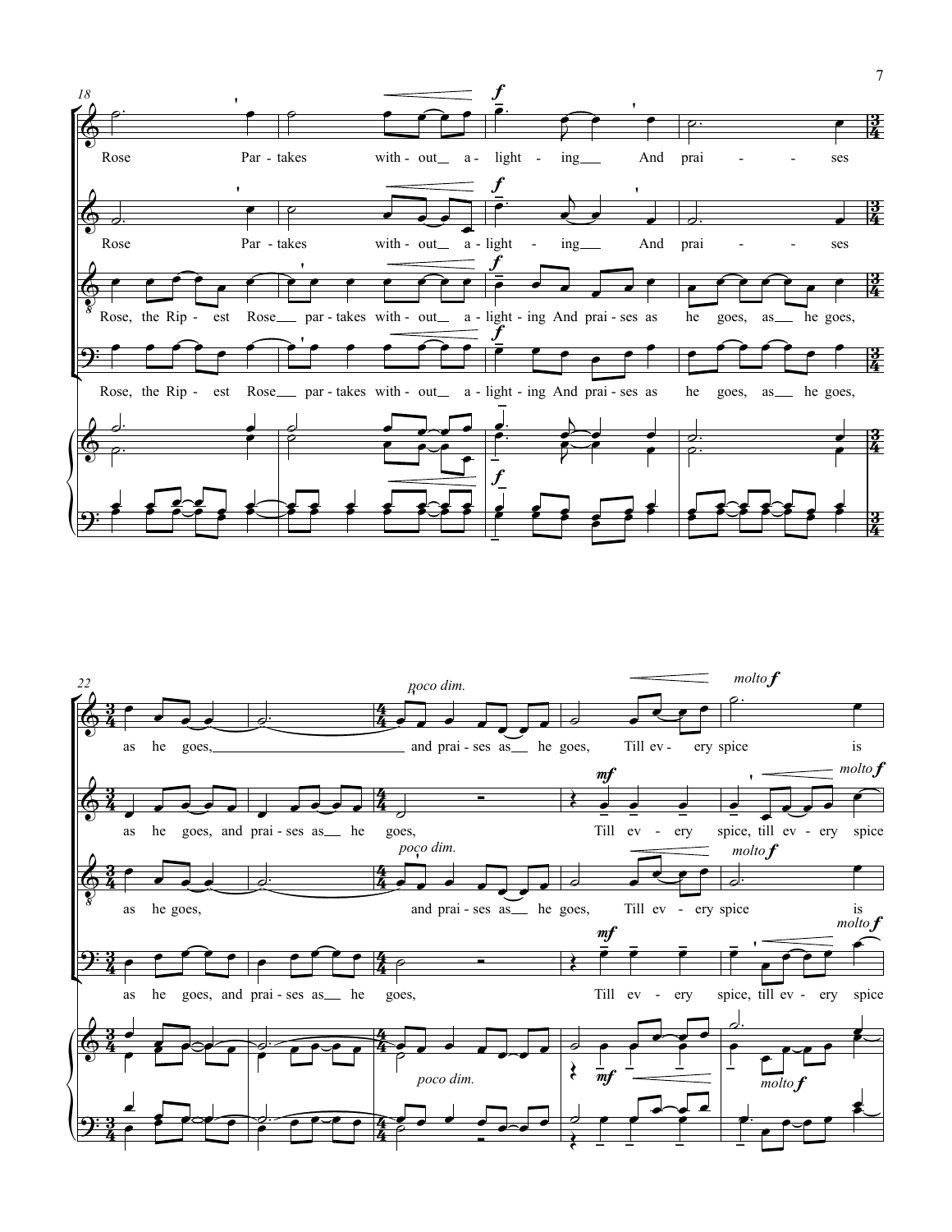Rose Partakes without a - lighting And praises

Rose Partakes without a - light - ing And praises

Rose, the Rip - est Rose partakes with - out a - light - ing And prai - ses as he goes, as he goes,

Rose, the Rip - est Rose partakes with - out a - light - ing And prai - ses as he goes, as he goes,

as he goes, and prai - ses as he goes, Till ev - ery spice is

as he goes, and prai - ses as he goes, and prai - ses as he goes, Till ev - ery spice, till ev - ery spice

as he goes, and prai - ses as he goes, Till ev - ery spice is

as he goes, and prai - ses as he goes, and prai - ses as he goes, Till ev - ery spice, till ev - ery spice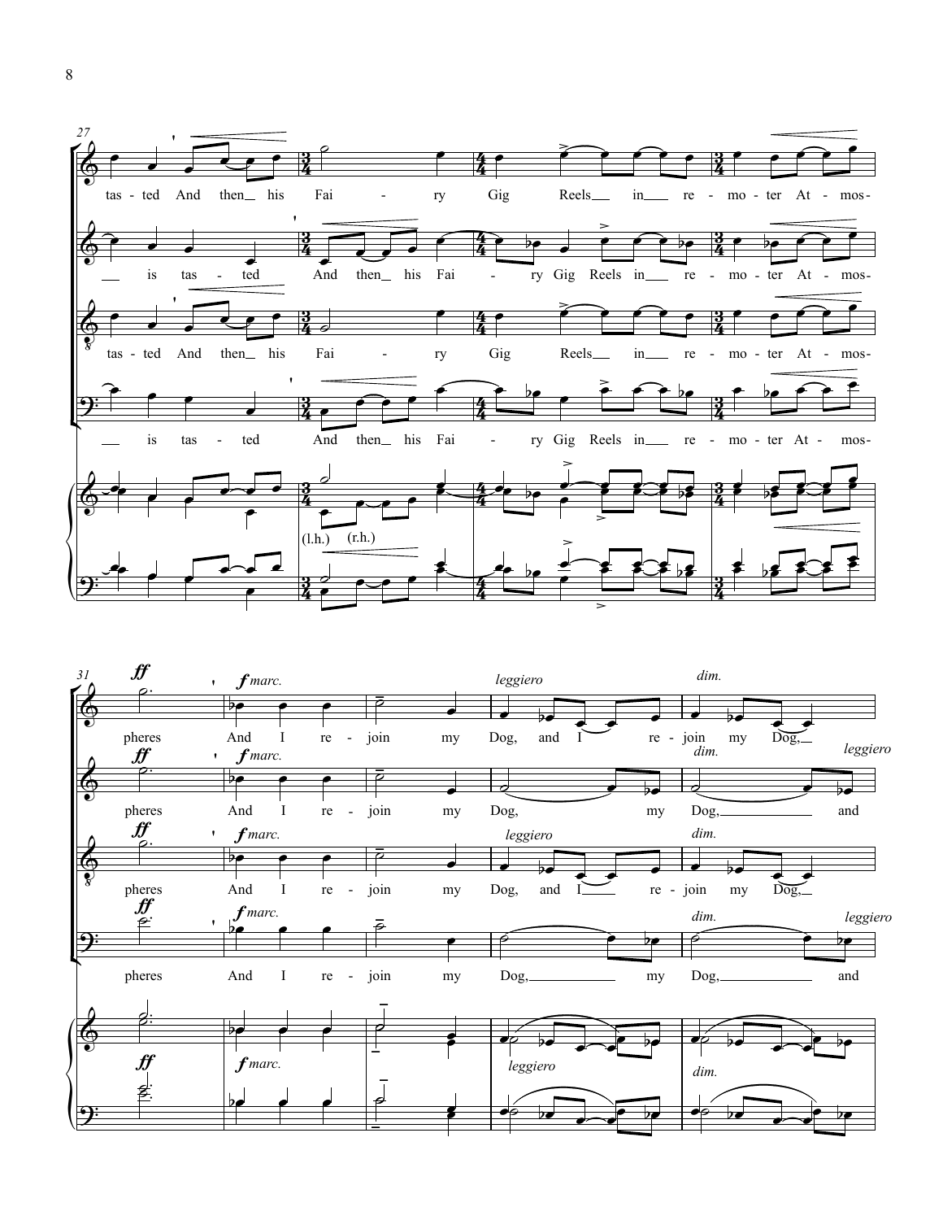27

tas- ted And then his Fai - ry Gig Reels in re - mo - ter At - mos-

is tas - ted And then his Fai - ry Gig Reels in re - mo - ter At - mos-

tas- ted And then his Fai - ry Gig Reels in re - mo - ter At - mos-

is tas - ted And then his Fai - ry Gig Reels in re - mo - ter At - mos-

(l.h.) (r.h.)

31

*ff* *f marc.* *leggiero* *dim.*

pheres And I re - join my Dog, and I re - join my Dog,

*ff* *f marc.* *dim.* *leggiero*

pheres And I re - join my Dog, my Dog, and

*ff* *f marc.* *leggiero* *dim.*

pheres And I re - join my Dog, and I re - join my Dog,

*ff* *f marc.* *dim.* *leggiero*

pheres And I re - join my Dog, my Dog, and

*ff* *f marc.* *leggiero* *dim.*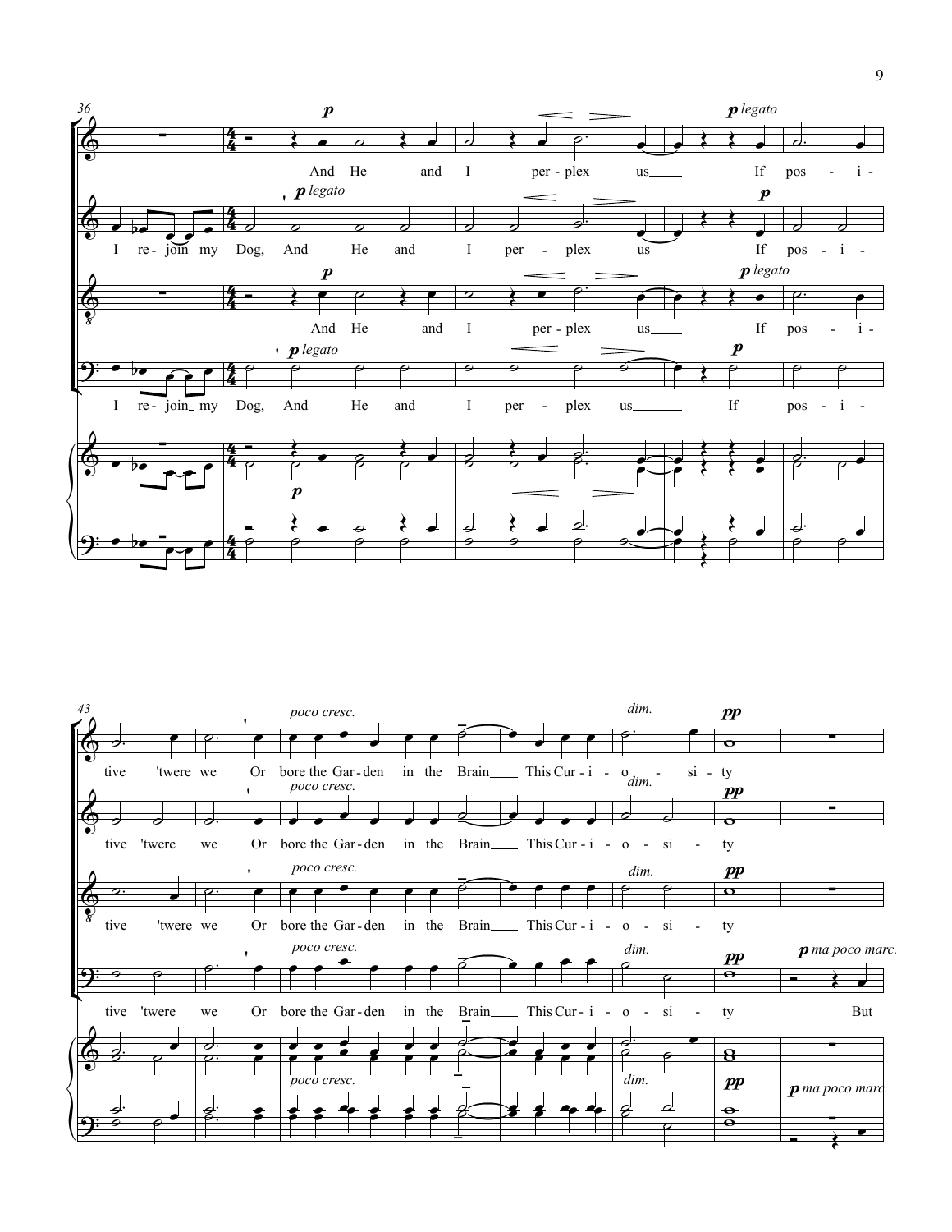36

*p* — *p legato*

And He and I per - plex us If pos - i -

I re - join my Dog, And He and I per - plex us If pos - i -

And He and I per - plex us If pos - i -

I re - join my Dog, And He and I per - plex us If pos - i -

43

*poco cresc.* — *dim.* — *pp*

tive 'twere we Or bore the Gar - den in the Brain This Cur - i - o - si - ty

tive 'twere we Or bore the Gar - den in the Brain This Cur - i - o - si - ty

tive 'twere we Or bore the Gar - den in the Brain This Cur - i - o - si - ty

*p ma poco marc.*

tive 'twere we Or bore the Gar - den in the Brain This Cur - i - o - si - ty But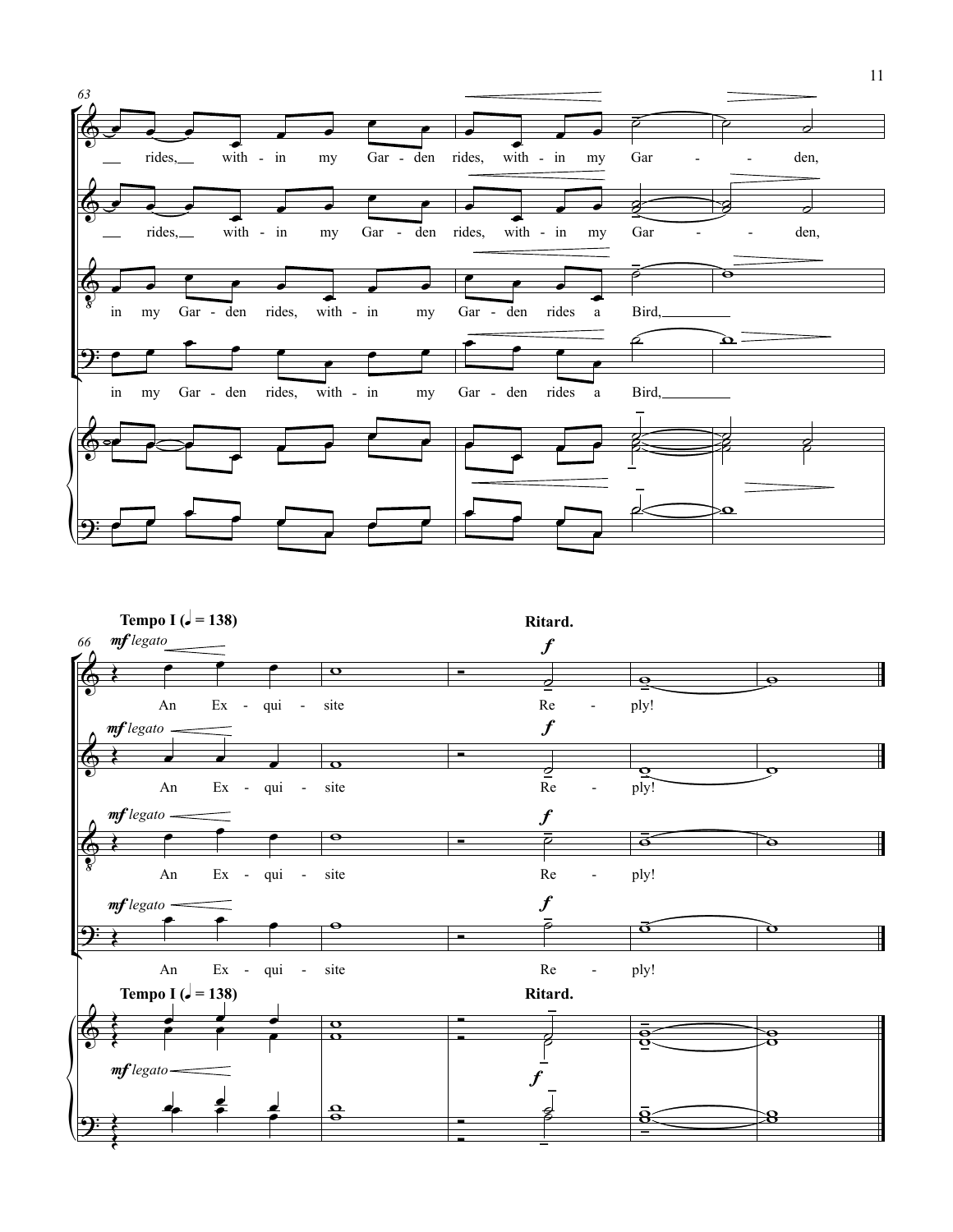63

rides, with - in my Gar - den rides, with - in my Gar - den,

rides, with - in my Gar - den rides, with - in my Gar - den,

in my Gar - den rides, with - in my Gar - den rides a Bird,

in my Gar - den rides, with - in my Gar - den rides a Bird,

**Tempo I (♩ = 138)** **Ritard.**

66

*mf legato* An Ex - qui - site *f* Re - ply!

*mf legato* An Ex - qui - site *f* Re - ply!

*mf legato* An Ex - qui - site *f* Re - ply!

*mf legato* An Ex - qui - site *f* Re - ply!

**Tempo I (♩ = 138)** **Ritard.**

*mf legato* *f*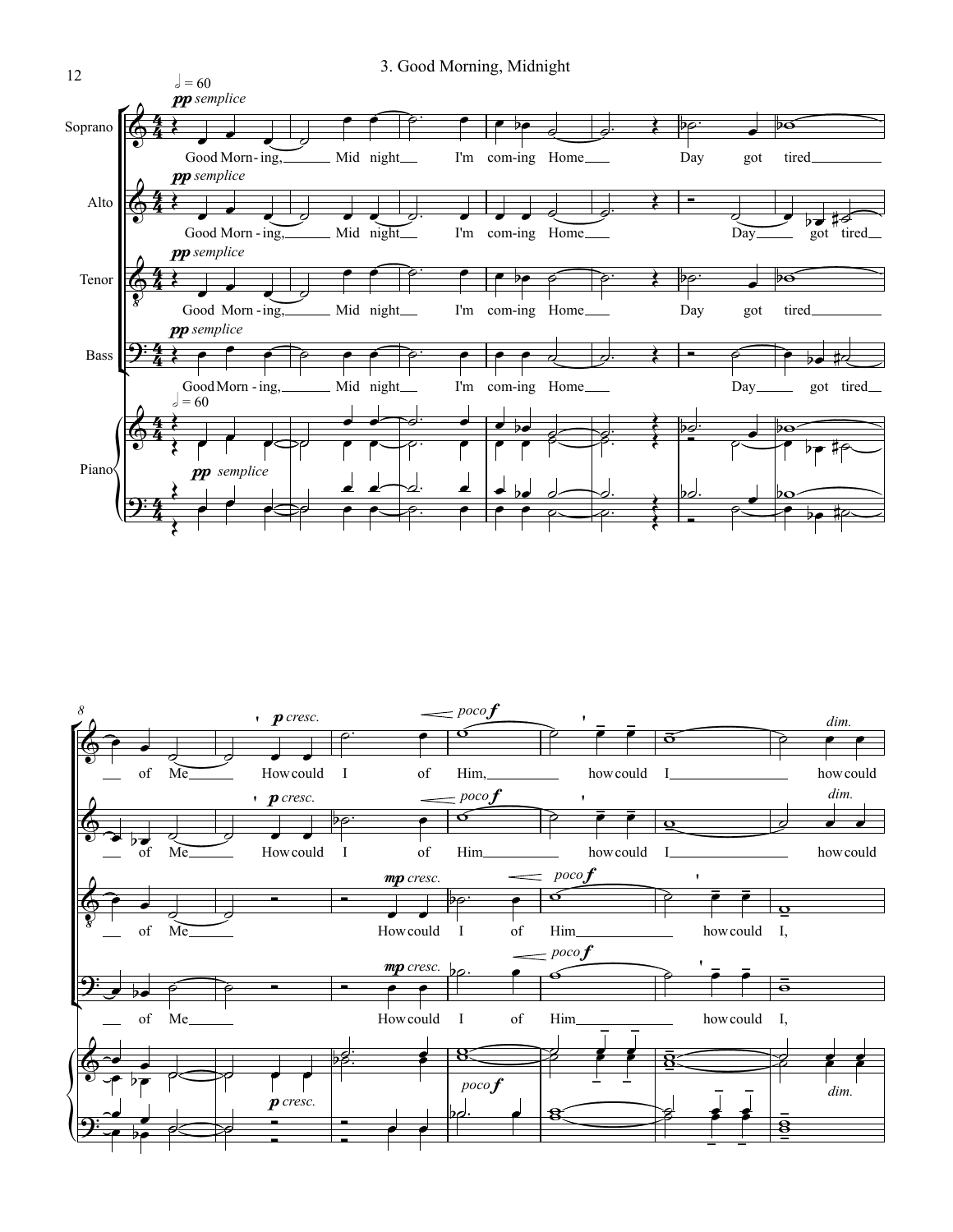# 3. Good Morning, Midnight

𝅗𝅥 = 60

Soprano — *pp semplice*

Good Morn-ing, Mid night I'm com-ing Home Day got tired of Me How could I of Him, how could I how could

Alto — *pp semplice*

Good Morn-ing, Mid night I'm com-ing Home Day got tired of Me How could I of Him how could I how could

Tenor — *pp semplice*

Good Morn-ing, Mid night I'm com-ing Home Day got tired of Me How could I of Him how could I,

Bass — *pp semplice*

Good Morn-ing, Mid night I'm com-ing Home Day got tired of Me How could I of Him how could I,

Piano — 𝅗𝅥 = 60, *pp semplice*

*p cresc.* *mp cresc.* *poco f* *dim.*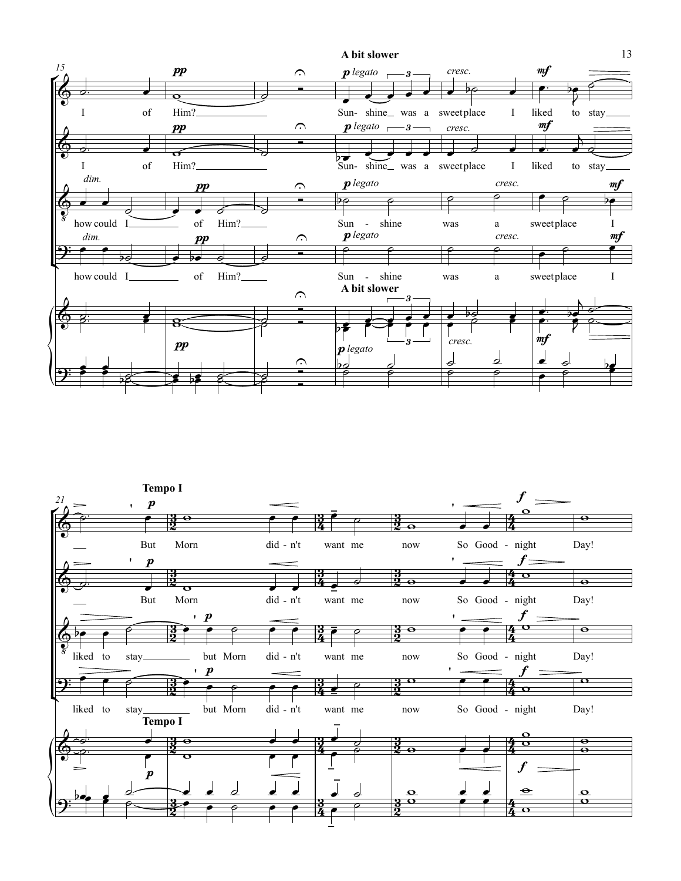**A bit slower**

I of Him? Sun- shine was a sweet place I liked to stay

I of Him? Sun- shine was a sweet place I liked to stay

how could I of Him? Sun - shine was a sweet place I

how could I of Him? Sun - shine was a sweet place I

**Tempo I**

But Morn did - n't want me now So Good - night Day!

But Morn did - n't want me now So Good - night Day!

liked to stay but Morn did - n't want me now So Good - night Day!

liked to stay but Morn did - n't want me now So Good - night Day!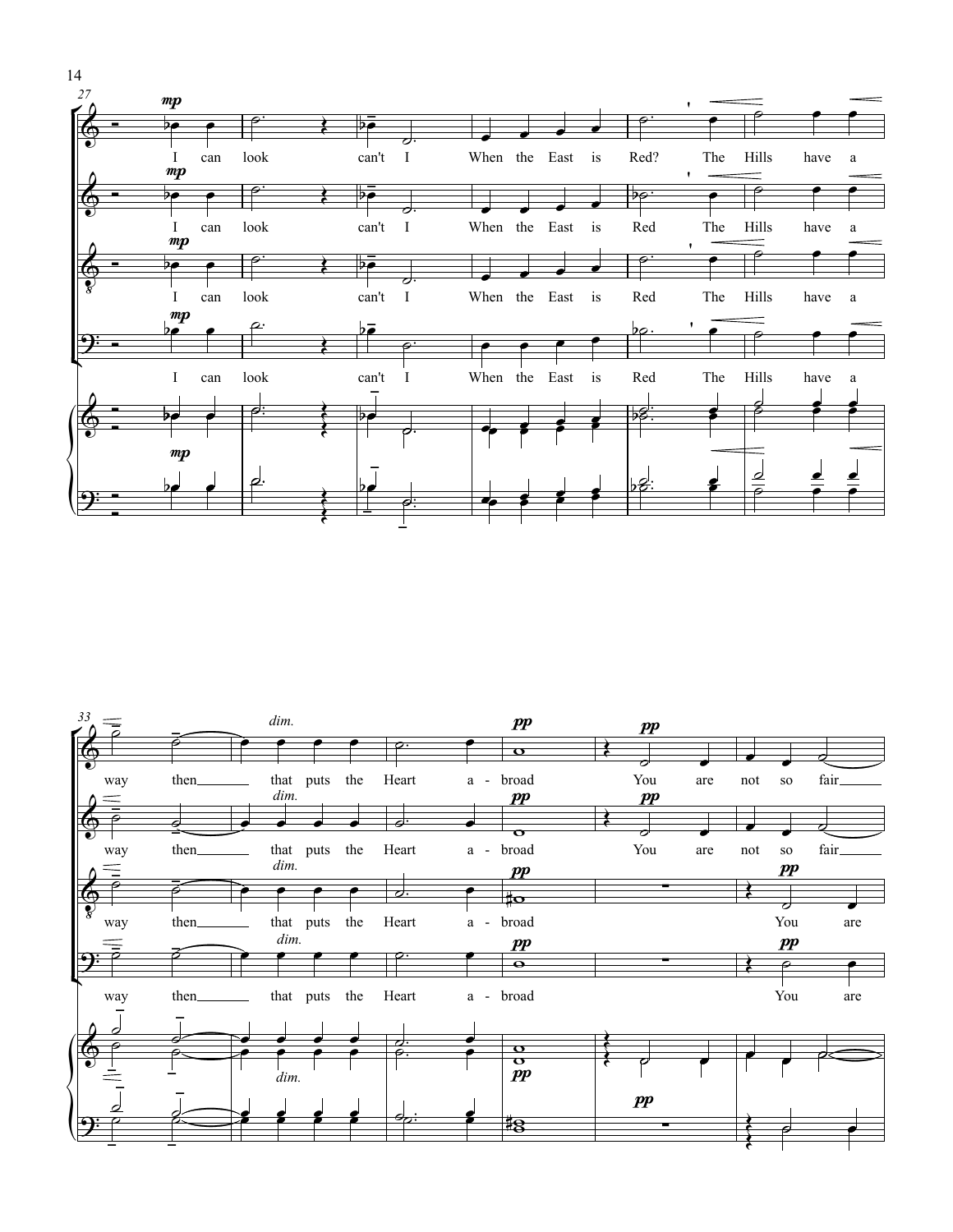I can look can't I When the East is Red? The Hills have a

way then that puts the Heart a - broad You are not so fair